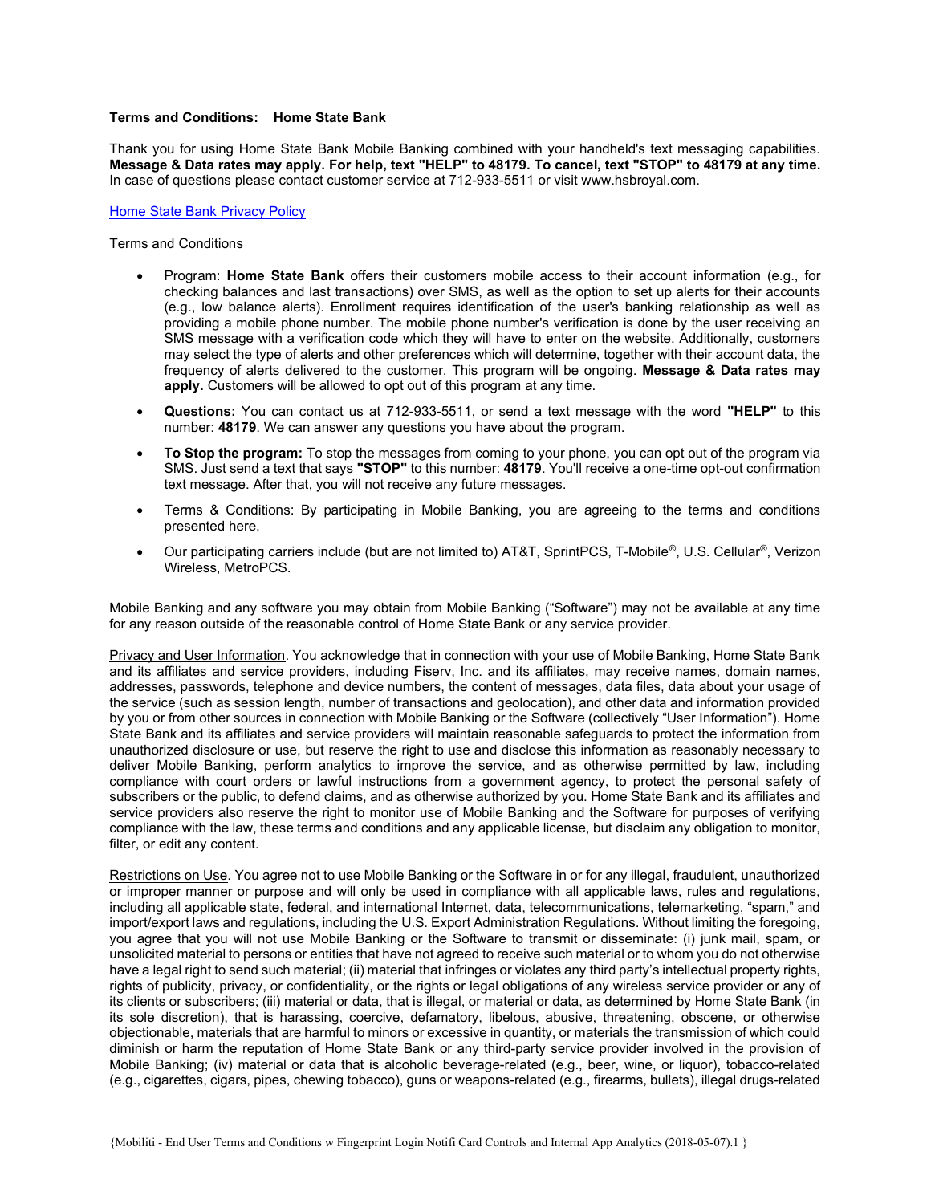**Terms and Conditions:  Home State Bank**

Thank you for using Home State Bank Mobile Banking combined with your handheld's text messaging capabilities. **Message & Data rates may apply. For help, text "HELP" to 48179. To cancel, text "STOP" to 48179 at any time.** In case of questions please contact customer service at 712-933-5511 or visit www.hsbroyal.com.

Home State Bank Privacy Policy

Terms and Conditions

- Program: **Home State Bank** offers their customers mobile access to their account information (e.g., for checking balances and last transactions) over SMS, as well as the option to set up alerts for their accounts (e.g., low balance alerts). Enrollment requires identification of the user's banking relationship as well as providing a mobile phone number. The mobile phone number's verification is done by the user receiving an SMS message with a verification code which they will have to enter on the website. Additionally, customers may select the type of alerts and other preferences which will determine, together with their account data, the frequency of alerts delivered to the customer. This program will be ongoing. **Message & Data rates may apply.** Customers will be allowed to opt out of this program at any time.
- **Questions:** You can contact us at 712-933-5511, or send a text message with the word **"HELP"** to this number: **48179**. We can answer any questions you have about the program.
- **To Stop the program:** To stop the messages from coming to your phone, you can opt out of the program via SMS. Just send a text that says **"STOP"** to this number: **48179**. You'll receive a one-time opt-out confirmation text message. After that, you will not receive any future messages.
- Terms & Conditions: By participating in Mobile Banking, you are agreeing to the terms and conditions presented here.
- Our participating carriers include (but are not limited to) AT&T, SprintPCS, T-Mobile®, U.S. Cellular®, Verizon Wireless, MetroPCS.

Mobile Banking and any software you may obtain from Mobile Banking ("Software") may not be available at any time for any reason outside of the reasonable control of Home State Bank or any service provider.

Privacy and User Information. You acknowledge that in connection with your use of Mobile Banking, Home State Bank and its affiliates and service providers, including Fiserv, Inc. and its affiliates, may receive names, domain names, addresses, passwords, telephone and device numbers, the content of messages, data files, data about your usage of the service (such as session length, number of transactions and geolocation), and other data and information provided by you or from other sources in connection with Mobile Banking or the Software (collectively "User Information"). Home State Bank and its affiliates and service providers will maintain reasonable safeguards to protect the information from unauthorized disclosure or use, but reserve the right to use and disclose this information as reasonably necessary to deliver Mobile Banking, perform analytics to improve the service, and as otherwise permitted by law, including compliance with court orders or lawful instructions from a government agency, to protect the personal safety of subscribers or the public, to defend claims, and as otherwise authorized by you. Home State Bank and its affiliates and service providers also reserve the right to monitor use of Mobile Banking and the Software for purposes of verifying compliance with the law, these terms and conditions and any applicable license, but disclaim any obligation to monitor, filter, or edit any content.

Restrictions on Use. You agree not to use Mobile Banking or the Software in or for any illegal, fraudulent, unauthorized or improper manner or purpose and will only be used in compliance with all applicable laws, rules and regulations, including all applicable state, federal, and international Internet, data, telecommunications, telemarketing, "spam," and import/export laws and regulations, including the U.S. Export Administration Regulations. Without limiting the foregoing, you agree that you will not use Mobile Banking or the Software to transmit or disseminate: (i) junk mail, spam, or unsolicited material to persons or entities that have not agreed to receive such material or to whom you do not otherwise have a legal right to send such material; (ii) material that infringes or violates any third party's intellectual property rights, rights of publicity, privacy, or confidentiality, or the rights or legal obligations of any wireless service provider or any of its clients or subscribers; (iii) material or data, that is illegal, or material or data, as determined by Home State Bank (in its sole discretion), that is harassing, coercive, defamatory, libelous, abusive, threatening, obscene, or otherwise objectionable, materials that are harmful to minors or excessive in quantity, or materials the transmission of which could diminish or harm the reputation of Home State Bank or any third-party service provider involved in the provision of Mobile Banking; (iv) material or data that is alcoholic beverage-related (e.g., beer, wine, or liquor), tobacco-related (e.g., cigarettes, cigars, pipes, chewing tobacco), guns or weapons-related (e.g., firearms, bullets), illegal drugs-related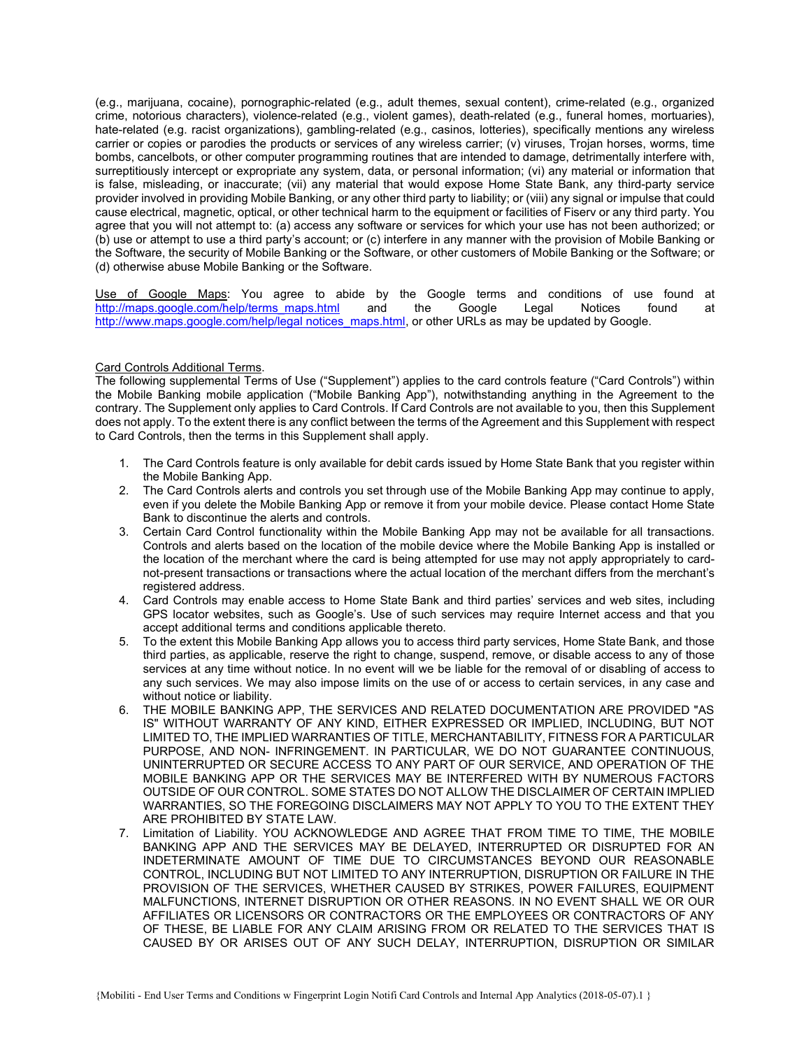(e.g., marijuana, cocaine), pornographic-related (e.g., adult themes, sexual content), crime-related (e.g., organized crime, notorious characters), violence-related (e.g., violent games), death-related (e.g., funeral homes, mortuaries), hate-related (e.g. racist organizations), gambling-related (e.g., casinos, lotteries), specifically mentions any wireless carrier or copies or parodies the products or services of any wireless carrier; (v) viruses, Trojan horses, worms, time bombs, cancelbots, or other computer programming routines that are intended to damage, detrimentally interfere with, surreptitiously intercept or expropriate any system, data, or personal information; (vi) any material or information that is false, misleading, or inaccurate; (vii) any material that would expose Home State Bank, any third-party service provider involved in providing Mobile Banking, or any other third party to liability; or (viii) any signal or impulse that could cause electrical, magnetic, optical, or other technical harm to the equipment or facilities of Fiserv or any third party. You agree that you will not attempt to: (a) access any software or services for which your use has not been authorized; or (b) use or attempt to use a third party's account; or (c) interfere in any manner with the provision of Mobile Banking or the Software, the security of Mobile Banking or the Software, or other customers of Mobile Banking or the Software; or (d) otherwise abuse Mobile Banking or the Software.

Use of Google Maps: You agree to abide by the Google terms and conditions of use found at http://maps.google.com/help/terms_maps.html and the Google Legal Notices found at http://www.maps.google.com/help/legal notices_maps.html, or other URLs as may be updated by Google.

Card Controls Additional Terms.
The following supplemental Terms of Use ("Supplement") applies to the card controls feature ("Card Controls") within the Mobile Banking mobile application ("Mobile Banking App"), notwithstanding anything in the Agreement to the contrary. The Supplement only applies to Card Controls. If Card Controls are not available to you, then this Supplement does not apply. To the extent there is any conflict between the terms of the Agreement and this Supplement with respect to Card Controls, then the terms in this Supplement shall apply.

1. The Card Controls feature is only available for debit cards issued by Home State Bank that you register within the Mobile Banking App.
2. The Card Controls alerts and controls you set through use of the Mobile Banking App may continue to apply, even if you delete the Mobile Banking App or remove it from your mobile device. Please contact Home State Bank to discontinue the alerts and controls.
3. Certain Card Control functionality within the Mobile Banking App may not be available for all transactions. Controls and alerts based on the location of the mobile device where the Mobile Banking App is installed or the location of the merchant where the card is being attempted for use may not apply appropriately to card-not-present transactions or transactions where the actual location of the merchant differs from the merchant's registered address.
4. Card Controls may enable access to Home State Bank and third parties' services and web sites, including GPS locator websites, such as Google's. Use of such services may require Internet access and that you accept additional terms and conditions applicable thereto.
5. To the extent this Mobile Banking App allows you to access third party services, Home State Bank, and those third parties, as applicable, reserve the right to change, suspend, remove, or disable access to any of those services at any time without notice. In no event will we be liable for the removal of or disabling of access to any such services. We may also impose limits on the use of or access to certain services, in any case and without notice or liability.
6. THE MOBILE BANKING APP, THE SERVICES AND RELATED DOCUMENTATION ARE PROVIDED "AS IS" WITHOUT WARRANTY OF ANY KIND, EITHER EXPRESSED OR IMPLIED, INCLUDING, BUT NOT LIMITED TO, THE IMPLIED WARRANTIES OF TITLE, MERCHANTABILITY, FITNESS FOR A PARTICULAR PURPOSE, AND NON- INFRINGEMENT. IN PARTICULAR, WE DO NOT GUARANTEE CONTINUOUS, UNINTERRUPTED OR SECURE ACCESS TO ANY PART OF OUR SERVICE, AND OPERATION OF THE MOBILE BANKING APP OR THE SERVICES MAY BE INTERFERED WITH BY NUMEROUS FACTORS OUTSIDE OF OUR CONTROL. SOME STATES DO NOT ALLOW THE DISCLAIMER OF CERTAIN IMPLIED WARRANTIES, SO THE FOREGOING DISCLAIMERS MAY NOT APPLY TO YOU TO THE EXTENT THEY ARE PROHIBITED BY STATE LAW.
7. Limitation of Liability. YOU ACKNOWLEDGE AND AGREE THAT FROM TIME TO TIME, THE MOBILE BANKING APP AND THE SERVICES MAY BE DELAYED, INTERRUPTED OR DISRUPTED FOR AN INDETERMINATE AMOUNT OF TIME DUE TO CIRCUMSTANCES BEYOND OUR REASONABLE CONTROL, INCLUDING BUT NOT LIMITED TO ANY INTERRUPTION, DISRUPTION OR FAILURE IN THE PROVISION OF THE SERVICES, WHETHER CAUSED BY STRIKES, POWER FAILURES, EQUIPMENT MALFUNCTIONS, INTERNET DISRUPTION OR OTHER REASONS. IN NO EVENT SHALL WE OR OUR AFFILIATES OR LICENSORS OR CONTRACTORS OR THE EMPLOYEES OR CONTRACTORS OF ANY OF THESE, BE LIABLE FOR ANY CLAIM ARISING FROM OR RELATED TO THE SERVICES THAT IS CAUSED BY OR ARISES OUT OF ANY SUCH DELAY, INTERRUPTION, DISRUPTION OR SIMILAR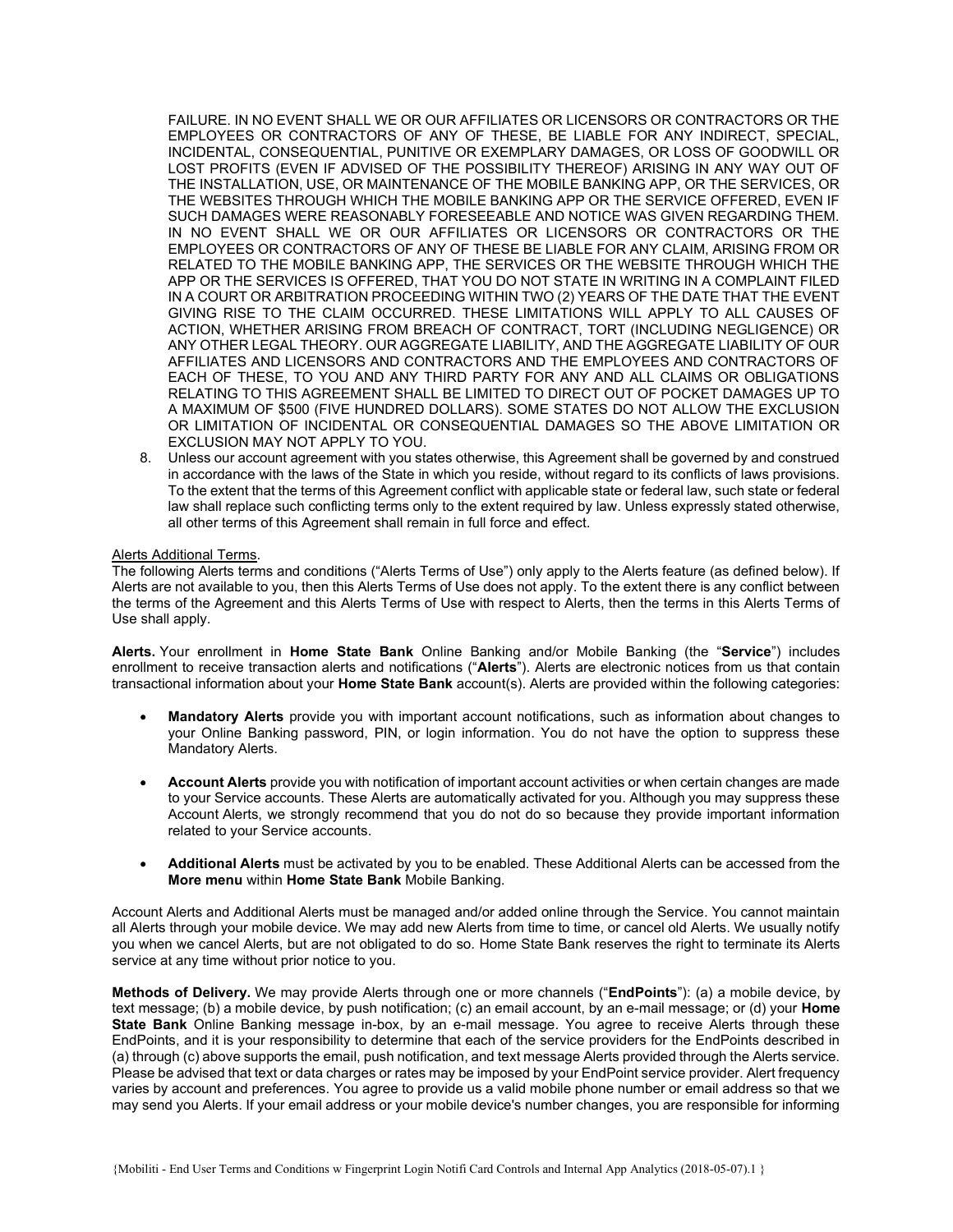FAILURE. IN NO EVENT SHALL WE OR OUR AFFILIATES OR LICENSORS OR CONTRACTORS OR THE EMPLOYEES OR CONTRACTORS OF ANY OF THESE, BE LIABLE FOR ANY INDIRECT, SPECIAL, INCIDENTAL, CONSEQUENTIAL, PUNITIVE OR EXEMPLARY DAMAGES, OR LOSS OF GOODWILL OR LOST PROFITS (EVEN IF ADVISED OF THE POSSIBILITY THEREOF) ARISING IN ANY WAY OUT OF THE INSTALLATION, USE, OR MAINTENANCE OF THE MOBILE BANKING APP, OR THE SERVICES, OR THE WEBSITES THROUGH WHICH THE MOBILE BANKING APP OR THE SERVICE OFFERED, EVEN IF SUCH DAMAGES WERE REASONABLY FORESEEABLE AND NOTICE WAS GIVEN REGARDING THEM. IN NO EVENT SHALL WE OR OUR AFFILIATES OR LICENSORS OR CONTRACTORS OR THE EMPLOYEES OR CONTRACTORS OF ANY OF THESE BE LIABLE FOR ANY CLAIM, ARISING FROM OR RELATED TO THE MOBILE BANKING APP, THE SERVICES OR THE WEBSITE THROUGH WHICH THE APP OR THE SERVICES IS OFFERED, THAT YOU DO NOT STATE IN WRITING IN A COMPLAINT FILED IN A COURT OR ARBITRATION PROCEEDING WITHIN TWO (2) YEARS OF THE DATE THAT THE EVENT GIVING RISE TO THE CLAIM OCCURRED. THESE LIMITATIONS WILL APPLY TO ALL CAUSES OF ACTION, WHETHER ARISING FROM BREACH OF CONTRACT, TORT (INCLUDING NEGLIGENCE) OR ANY OTHER LEGAL THEORY. OUR AGGREGATE LIABILITY, AND THE AGGREGATE LIABILITY OF OUR AFFILIATES AND LICENSORS AND CONTRACTORS AND THE EMPLOYEES AND CONTRACTORS OF EACH OF THESE, TO YOU AND ANY THIRD PARTY FOR ANY AND ALL CLAIMS OR OBLIGATIONS RELATING TO THIS AGREEMENT SHALL BE LIMITED TO DIRECT OUT OF POCKET DAMAGES UP TO A MAXIMUM OF $500 (FIVE HUNDRED DOLLARS). SOME STATES DO NOT ALLOW THE EXCLUSION OR LIMITATION OF INCIDENTAL OR CONSEQUENTIAL DAMAGES SO THE ABOVE LIMITATION OR EXCLUSION MAY NOT APPLY TO YOU.

8. Unless our account agreement with you states otherwise, this Agreement shall be governed by and construed in accordance with the laws of the State in which you reside, without regard to its conflicts of laws provisions. To the extent that the terms of this Agreement conflict with applicable state or federal law, such state or federal law shall replace such conflicting terms only to the extent required by law. Unless expressly stated otherwise, all other terms of this Agreement shall remain in full force and effect.

Alerts Additional Terms.

The following Alerts terms and conditions ("Alerts Terms of Use") only apply to the Alerts feature (as defined below). If Alerts are not available to you, then this Alerts Terms of Use does not apply. To the extent there is any conflict between the terms of the Agreement and this Alerts Terms of Use with respect to Alerts, then the terms in this Alerts Terms of Use shall apply.

**Alerts.** Your enrollment in **Home State Bank** Online Banking and/or Mobile Banking (the "**Service**") includes enrollment to receive transaction alerts and notifications ("**Alerts**"). Alerts are electronic notices from us that contain transactional information about your **Home State Bank** account(s). Alerts are provided within the following categories:

- **Mandatory Alerts** provide you with important account notifications, such as information about changes to your Online Banking password, PIN, or login information. You do not have the option to suppress these Mandatory Alerts.
- **Account Alerts** provide you with notification of important account activities or when certain changes are made to your Service accounts. These Alerts are automatically activated for you. Although you may suppress these Account Alerts, we strongly recommend that you do not do so because they provide important information related to your Service accounts.
- **Additional Alerts** must be activated by you to be enabled. These Additional Alerts can be accessed from the **More menu** within **Home State Bank** Mobile Banking.

Account Alerts and Additional Alerts must be managed and/or added online through the Service. You cannot maintain all Alerts through your mobile device. We may add new Alerts from time to time, or cancel old Alerts. We usually notify you when we cancel Alerts, but are not obligated to do so. Home State Bank reserves the right to terminate its Alerts service at any time without prior notice to you.

**Methods of Delivery.** We may provide Alerts through one or more channels ("**EndPoints**"): (a) a mobile device, by text message; (b) a mobile device, by push notification; (c) an email account, by an e-mail message; or (d) your **Home State Bank** Online Banking message in-box, by an e-mail message. You agree to receive Alerts through these EndPoints, and it is your responsibility to determine that each of the service providers for the EndPoints described in (a) through (c) above supports the email, push notification, and text message Alerts provided through the Alerts service. Please be advised that text or data charges or rates may be imposed by your EndPoint service provider. Alert frequency varies by account and preferences. You agree to provide us a valid mobile phone number or email address so that we may send you Alerts. If your email address or your mobile device's number changes, you are responsible for informing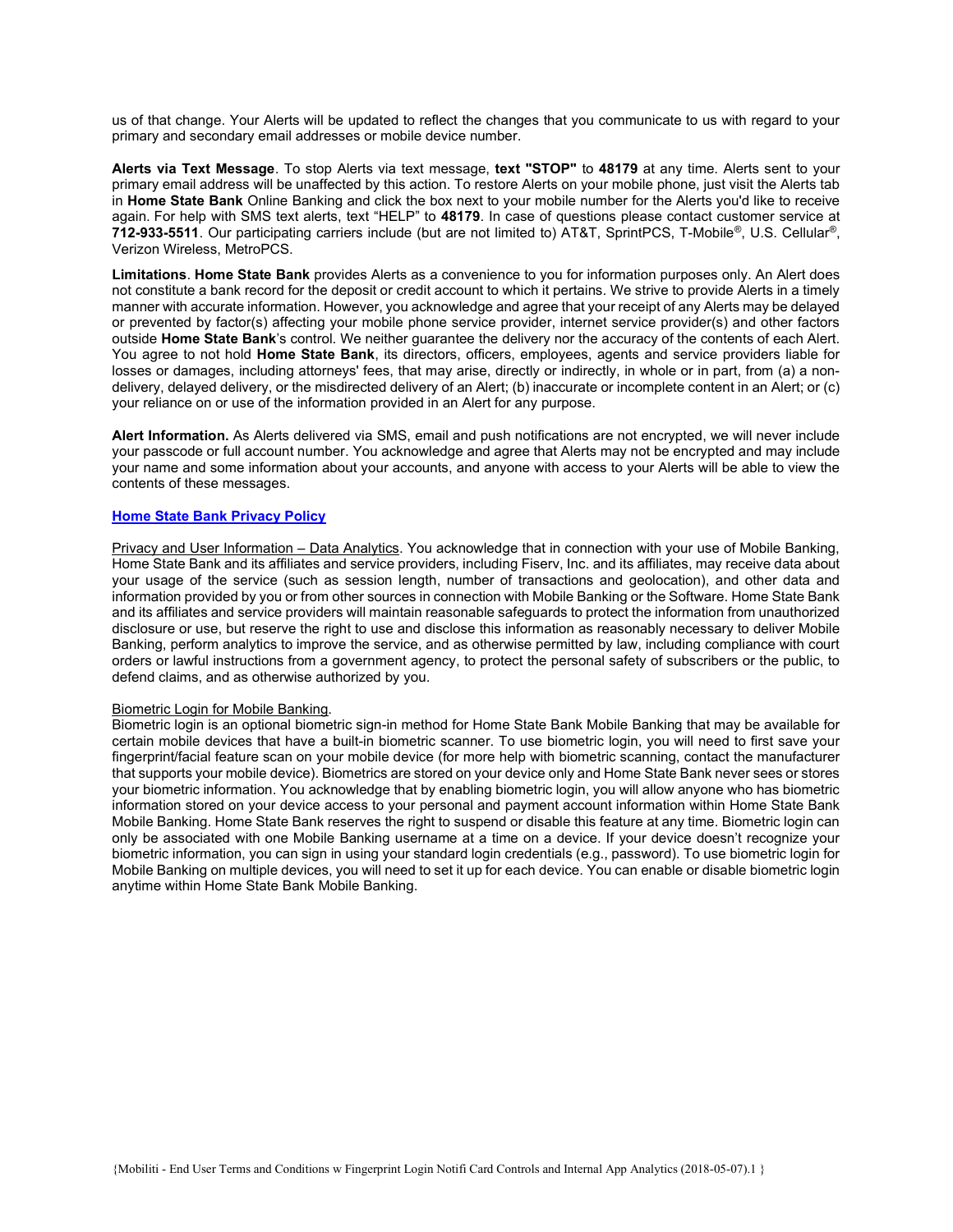us of that change. Your Alerts will be updated to reflect the changes that you communicate to us with regard to your primary and secondary email addresses or mobile device number.

**Alerts via Text Message**. To stop Alerts via text message, **text "STOP"** to **48179** at any time. Alerts sent to your primary email address will be unaffected by this action. To restore Alerts on your mobile phone, just visit the Alerts tab in **Home State Bank** Online Banking and click the box next to your mobile number for the Alerts you'd like to receive again. For help with SMS text alerts, text "HELP" to **48179**. In case of questions please contact customer service at **712-933-5511**. Our participating carriers include (but are not limited to) AT&T, SprintPCS, T-Mobile®, U.S. Cellular®, Verizon Wireless, MetroPCS.

**Limitations**. **Home State Bank** provides Alerts as a convenience to you for information purposes only. An Alert does not constitute a bank record for the deposit or credit account to which it pertains. We strive to provide Alerts in a timely manner with accurate information. However, you acknowledge and agree that your receipt of any Alerts may be delayed or prevented by factor(s) affecting your mobile phone service provider, internet service provider(s) and other factors outside **Home State Bank**'s control. We neither guarantee the delivery nor the accuracy of the contents of each Alert. You agree to not hold **Home State Bank**, its directors, officers, employees, agents and service providers liable for losses or damages, including attorneys' fees, that may arise, directly or indirectly, in whole or in part, from (a) a non-delivery, delayed delivery, or the misdirected delivery of an Alert; (b) inaccurate or incomplete content in an Alert; or (c) your reliance on or use of the information provided in an Alert for any purpose.

**Alert Information.** As Alerts delivered via SMS, email and push notifications are not encrypted, we will never include your passcode or full account number. You acknowledge and agree that Alerts may not be encrypted and may include your name and some information about your accounts, and anyone with access to your Alerts will be able to view the contents of these messages.

**Home State Bank Privacy Policy**

Privacy and User Information – Data Analytics. You acknowledge that in connection with your use of Mobile Banking, Home State Bank and its affiliates and service providers, including Fiserv, Inc. and its affiliates, may receive data about your usage of the service (such as session length, number of transactions and geolocation), and other data and information provided by you or from other sources in connection with Mobile Banking or the Software. Home State Bank and its affiliates and service providers will maintain reasonable safeguards to protect the information from unauthorized disclosure or use, but reserve the right to use and disclose this information as reasonably necessary to deliver Mobile Banking, perform analytics to improve the service, and as otherwise permitted by law, including compliance with court orders or lawful instructions from a government agency, to protect the personal safety of subscribers or the public, to defend claims, and as otherwise authorized by you.

Biometric Login for Mobile Banking.
Biometric login is an optional biometric sign-in method for Home State Bank Mobile Banking that may be available for certain mobile devices that have a built-in biometric scanner. To use biometric login, you will need to first save your fingerprint/facial feature scan on your mobile device (for more help with biometric scanning, contact the manufacturer that supports your mobile device). Biometrics are stored on your device only and Home State Bank never sees or stores your biometric information. You acknowledge that by enabling biometric login, you will allow anyone who has biometric information stored on your device access to your personal and payment account information within Home State Bank Mobile Banking. Home State Bank reserves the right to suspend or disable this feature at any time. Biometric login can only be associated with one Mobile Banking username at a time on a device. If your device doesn't recognize your biometric information, you can sign in using your standard login credentials (e.g., password). To use biometric login for Mobile Banking on multiple devices, you will need to set it up for each device. You can enable or disable biometric login anytime within Home State Bank Mobile Banking.